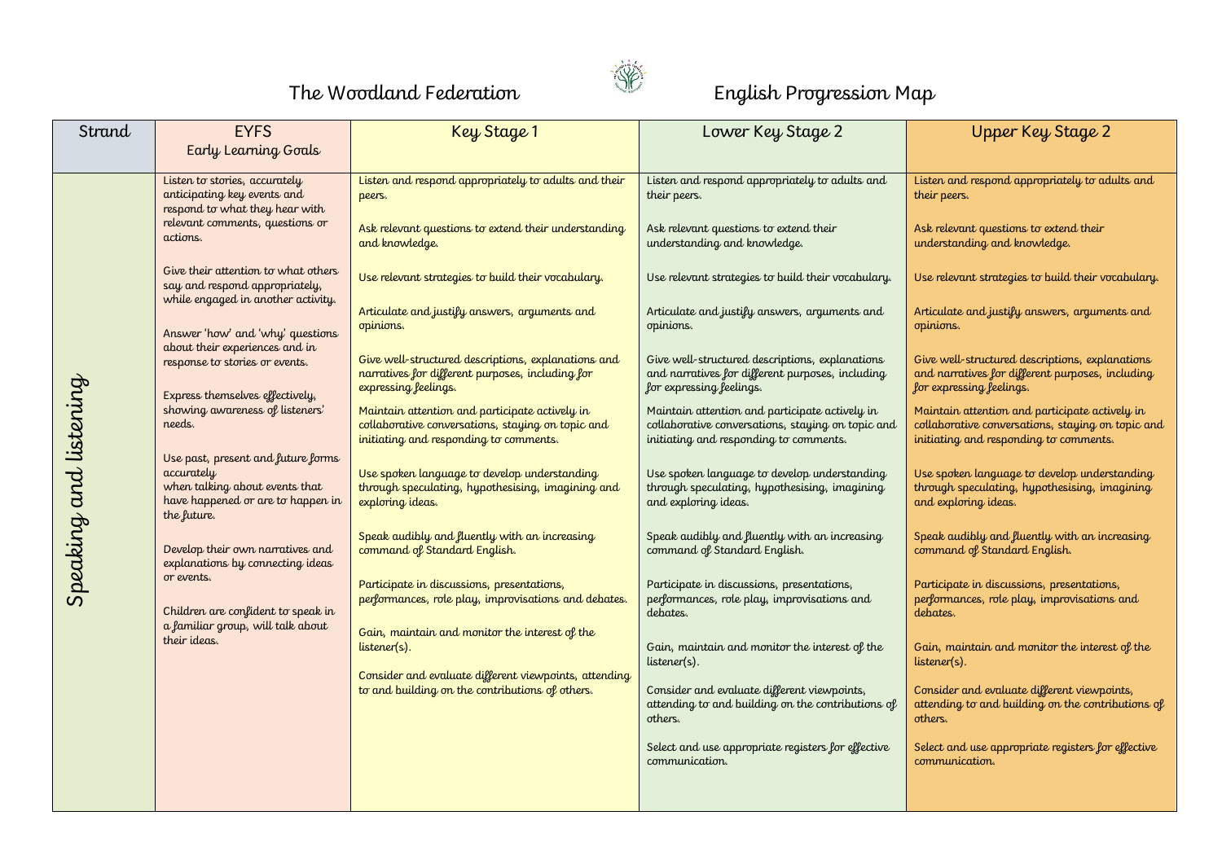# The Woodland Federation English Progression Map

| Strand | EYFS<br>Early Learning Goals | Key Stage 1 | Lower Key Stage 2 | Upper Key Stage 2 |
|---|---|---|---|---|
| Speaking and listening | Listen to stories, accurately anticipating key events and respond to what they hear with relevant comments, questions or actions.<br><br>Give their attention to what others say and respond appropriately, while engaged in another activity.<br><br>Answer 'how' and 'why' questions about their experiences and in response to stories or events.<br><br>Express themselves effectively, showing awareness of listeners' needs.<br><br>Use past, present and future forms accurately when talking about events that have happened or are to happen in the future.<br><br>Develop their own narratives and explanations by connecting ideas or events.<br><br>Children are confident to speak in a familiar group, will talk about their ideas. | Listen and respond appropriately to adults and their peers.<br><br>Ask relevant questions to extend their understanding and knowledge.<br><br>Use relevant strategies to build their vocabulary.<br><br>Articulate and justify answers, arguments and opinions.<br><br>Give well-structured descriptions, explanations and narratives for different purposes, including for expressing feelings.<br><br>Maintain attention and participate actively in collaborative conversations, staying on topic and initiating and responding to comments.<br><br>Use spoken language to develop understanding through speculating, hypothesising, imagining and exploring ideas.<br><br>Speak audibly and fluently with an increasing command of Standard English.<br><br>Participate in discussions, presentations, performances, role play, improvisations and debates.<br><br>Gain, maintain and monitor the interest of the listener(s).<br><br>Consider and evaluate different viewpoints, attending to and building on the contributions of others. | Listen and respond appropriately to adults and their peers.<br><br>Ask relevant questions to extend their understanding and knowledge.<br><br>Use relevant strategies to build their vocabulary.<br><br>Articulate and justify answers, arguments and opinions.<br><br>Give well-structured descriptions, explanations and narratives for different purposes, including for expressing feelings.<br><br>Maintain attention and participate actively in collaborative conversations, staying on topic and initiating and responding to comments.<br><br>Use spoken language to develop understanding through speculating, hypothesising, imagining and exploring ideas.<br><br>Speak audibly and fluently with an increasing command of Standard English.<br><br>Participate in discussions, presentations, performances, role play, improvisations and debates.<br><br>Gain, maintain and monitor the interest of the listener(s).<br><br>Consider and evaluate different viewpoints, attending to and building on the contributions of others.<br><br>Select and use appropriate registers for effective communication. | Listen and respond appropriately to adults and their peers.<br><br>Ask relevant questions to extend their understanding and knowledge.<br><br>Use relevant strategies to build their vocabulary.<br><br>Articulate and justify answers, arguments and opinions.<br><br>Give well-structured descriptions, explanations and narratives for different purposes, including for expressing feelings.<br><br>Maintain attention and participate actively in collaborative conversations, staying on topic and initiating and responding to comments.<br><br>Use spoken language to develop understanding through speculating, hypothesising, imagining and exploring ideas.<br><br>Speak audibly and fluently with an increasing command of Standard English.<br><br>Participate in discussions, presentations, performances, role play, improvisations and debates.<br><br>Gain, maintain and monitor the interest of the listener(s).<br><br>Consider and evaluate different viewpoints, attending to and building on the contributions of others.<br><br>Select and use appropriate registers for effective communication. |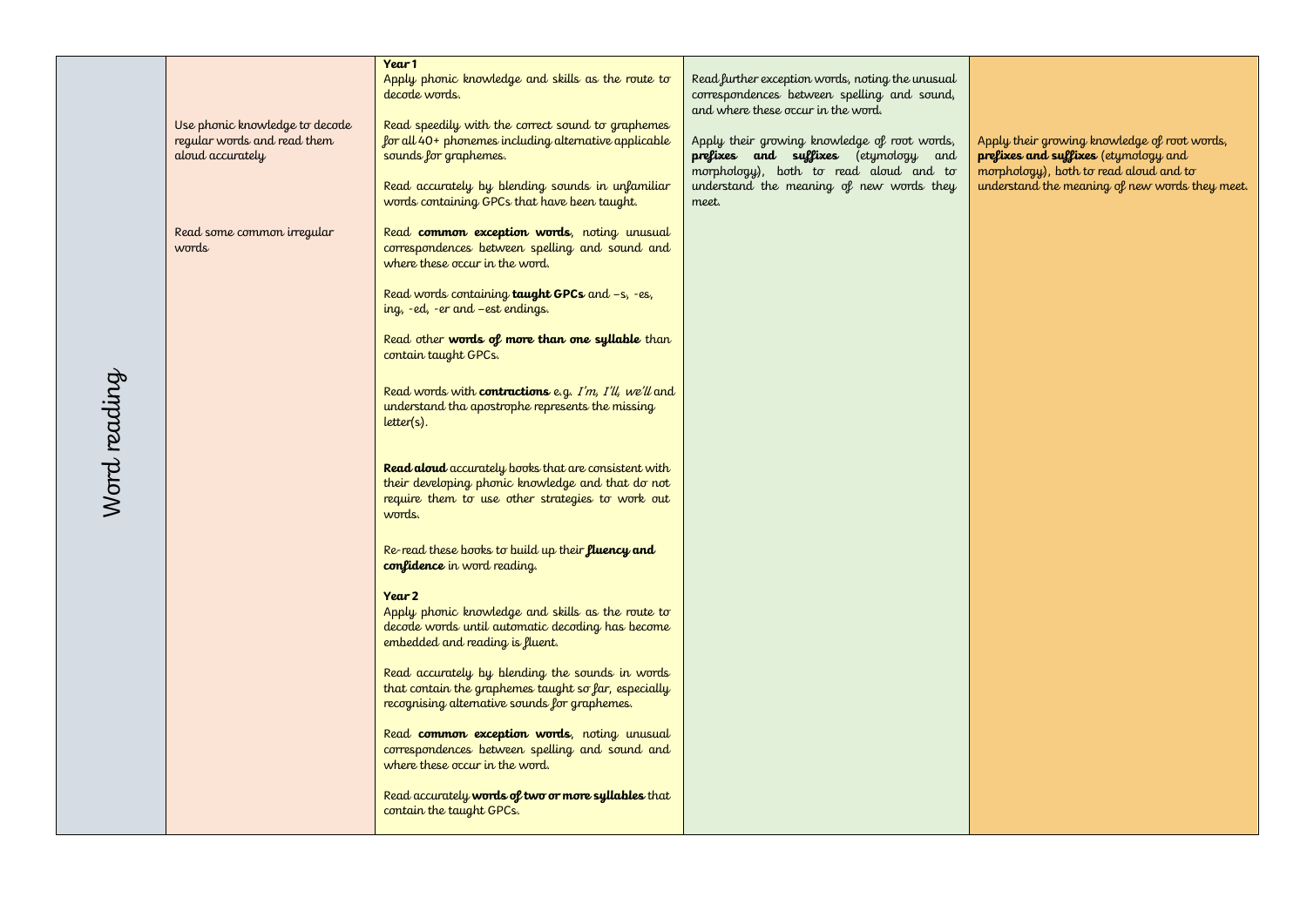| Word reading | Use phonic knowledge to decode regular words and read them aloud accurately<br><br>Read some common irregular words | **Year 1**<br>Apply phonic knowledge and skills as the route to decode words.<br><br>Read speedily with the correct sound to graphemes for all 40+ phonemes including alternative applicable sounds for graphemes.<br><br>Read accurately by blending sounds in unfamiliar words containing GPCs that have been taught.<br><br>Read **common exception words**, noting unusual correspondences between spelling and sound and where these occur in the word.<br><br>Read words containing **taught GPCs** and –s, -es, ing, -ed, -er and –est endings.<br><br>Read other **words of more than one syllable** than contain taught GPCs.<br><br>Read words with **contractions** e.g. *I'm, I'll, we'll* and understand tha apostrophe represents the missing letter(s).<br><br>**Read aloud** accurately books that are consistent with their developing phonic knowledge and that do not require them to use other strategies to work out words.<br><br>Re-read these books to build up their ***fluency and confidence*** in word reading.<br><br>**Year 2**<br>Apply phonic knowledge and skills as the route to decode words until automatic decoding has become embedded and reading is fluent.<br><br>Read accurately by blending the sounds in words that contain the graphemes taught so far, especially recognising alternative sounds for graphemes.<br><br>Read **common exception words**, noting unusual correspondences between spelling and sound and where these occur in the word.<br><br>Read accurately **words of two or more syllables** that contain the taught GPCs. | Read further exception words, noting the unusual correspondences between spelling and sound, and where these occur in the word.<br><br>Apply their growing knowledge of root words, **prefixes and suffixes** (etymology and morphology), both to read aloud and to understand the meaning of new words they meet. | Apply their growing knowledge of root words, **prefixes and suffixes** (etymology and morphology), both to read aloud and to understand the meaning of new words they meet. |
|---|---|---|---|---|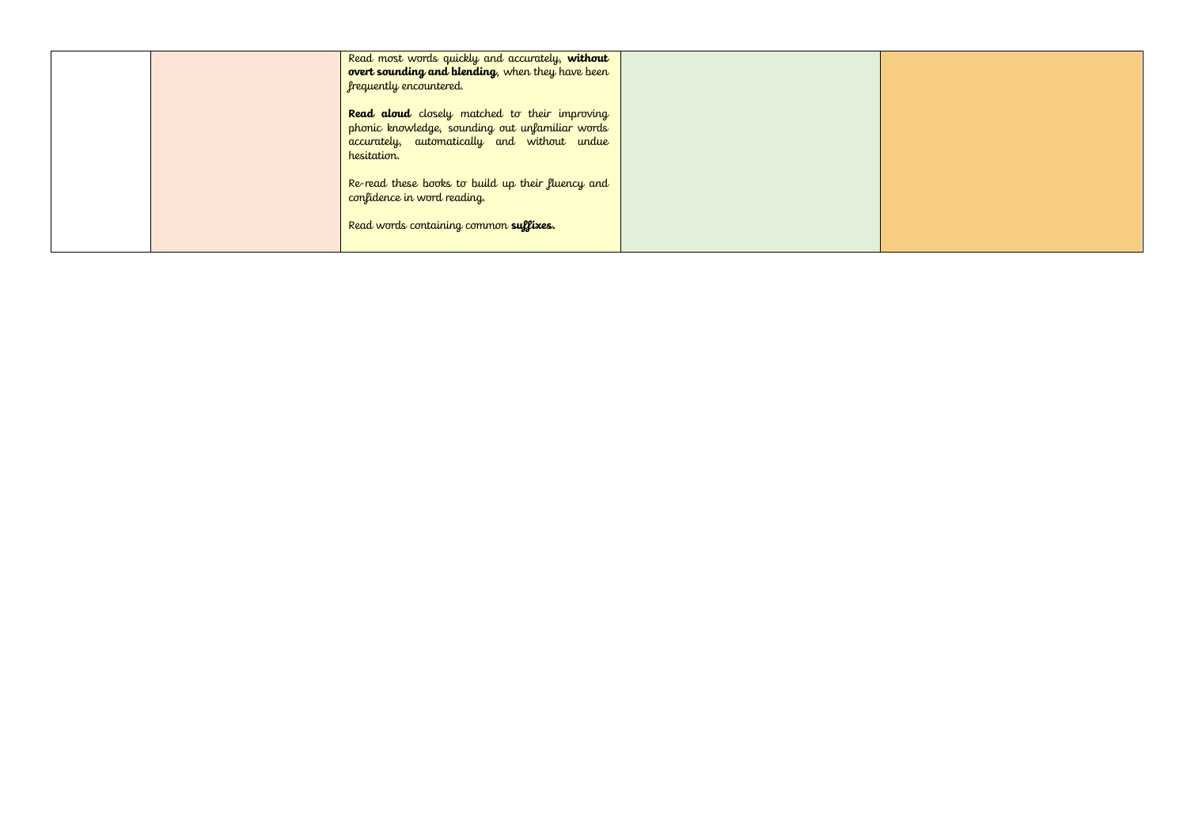|  |  |  |  |  |
|---|---|---|---|---|
|  |  | Read most words quickly and accurately, **without overt sounding and blending**, when they have been frequently encountered.<br><br>**Read aloud** closely matched to their improving phonic knowledge, sounding out unfamiliar words accurately, automatically and without undue hesitation.<br><br>Re-read these books to build up their fluency and confidence in word reading.<br><br>Read words containing common **suffixes.** |  |  |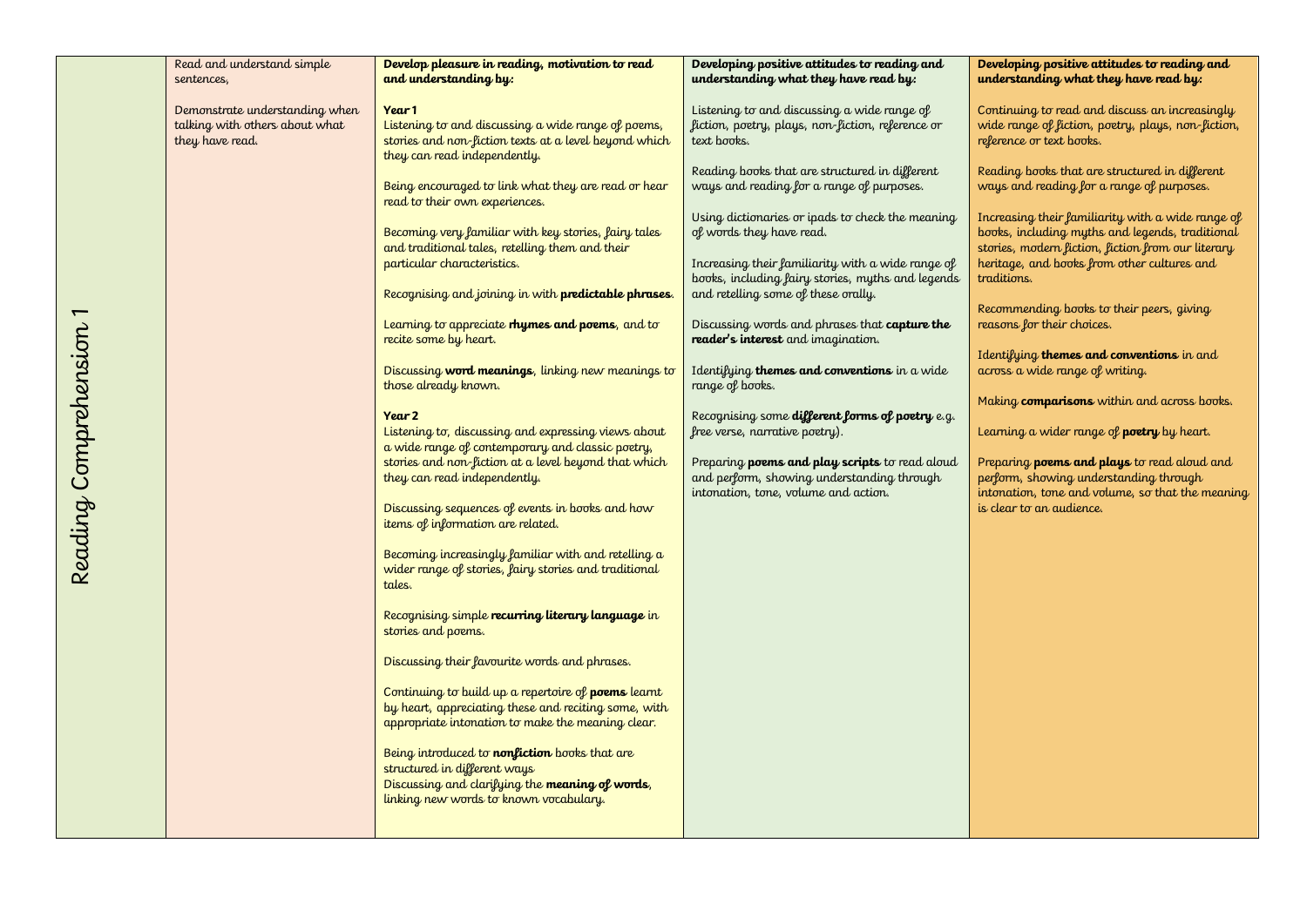| Reading Comprehension 1 | Read and understand simple sentences,<br><br>Demonstrate understanding when talking with others about what they have read. | **Develop pleasure in reading, motivation to read and understanding by:**<br><br>**Year 1**<br>Listening to and discussing a wide range of poems, stories and non-fiction texts at a level beyond which they can read independently.<br><br>Being encouraged to link what they are read or hear read to their own experiences.<br><br>Becoming very familiar with key stories, fairy tales and traditional tales, retelling them and their particular characteristics.<br><br>Recognising and joining in with **predictable phrases**.<br><br>Learning to appreciate **rhymes and poems**, and to recite some by heart.<br><br>Discussing **word meanings**, linking new meanings to those already known.<br><br>**Year 2**<br>Listening to, discussing and expressing views about a wide range of contemporary and classic poetry, stories and non-fiction at a level beyond that which they can read independently.<br><br>Discussing sequences of events in books and how items of information are related.<br><br>Becoming increasingly familiar with and retelling a wider range of stories, fairy stories and traditional tales.<br><br>Recognising simple **recurring literary language** in stories and poems.<br><br>Discussing their favourite words and phrases.<br><br>Continuing to build up a repertoire of **poems** learnt by heart, appreciating these and reciting some, with appropriate intonation to make the meaning clear.<br><br>Being introduced to **nonfiction** books that are structured in different ways<br>Discussing and clarifying the **meaning of words**, linking new words to known vocabulary. | **Developing positive attitudes to reading and understanding what they have read by:**<br><br>Listening to and discussing a wide range of fiction, poetry, plays, non-fiction, reference or text books.<br><br>Reading books that are structured in different ways and reading for a range of purposes.<br><br>Using dictionaries or ipads to check the meaning of words they have read.<br><br>Increasing their familiarity with a wide range of books, including fairy stories, myths and legends and retelling some of these orally.<br><br>Discussing words and phrases that **capture the reader's interest** and imagination.<br><br>Identifying **themes and conventions** in a wide range of books.<br><br>Recognising some **different forms of poetry** e.g. free verse, narrative poetry).<br><br>Preparing **poems and play scripts** to read aloud and perform, showing understanding through intonation, tone, volume and action. | **Developing positive attitudes to reading and understanding what they have read by:**<br><br>Continuing to read and discuss an increasingly wide range of fiction, poetry, plays, non-fiction, reference or text books.<br><br>Reading books that are structured in different ways and reading for a range of purposes.<br><br>Increasing their familiarity with a wide range of books, including myths and legends, traditional stories, modern fiction, fiction from our literary heritage, and books from other cultures and traditions.<br><br>Recommending books to their peers, giving reasons for their choices.<br><br>Identifying **themes and conventions** in and across a wide range of writing.<br><br>Making **comparisons** within and across books.<br><br>Learning a wider range of **poetry** by heart.<br><br>Preparing **poems and plays** to read aloud and perform, showing understanding through intonation, tone and volume, so that the meaning is clear to an audience. |
|---|---|---|---|---|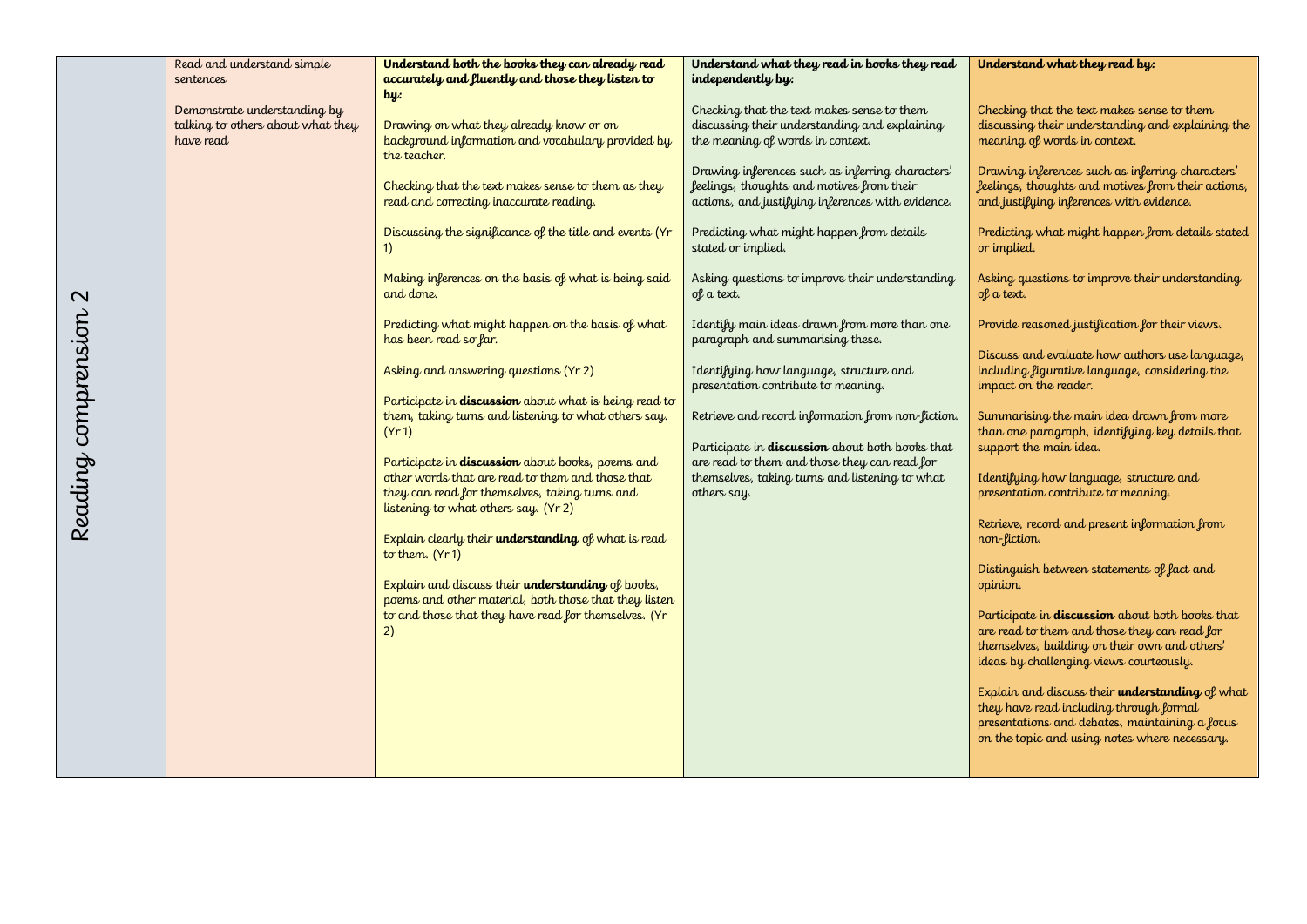| Reading comprehension 2 | Read and understand simple sentences<br><br>Demonstrate understanding by talking to others about what they have read | **Understand both the books they can already read accurately and fluently and those they listen to by:**<br><br>Drawing on what they already know or on background information and vocabulary provided by the teacher.<br><br>Checking that the text makes sense to them as they read and correcting inaccurate reading.<br><br>Discussing the significance of the title and events (Yr 1)<br><br>Making inferences on the basis of what is being said and done.<br><br>Predicting what might happen on the basis of what has been read so far.<br><br>Asking and answering questions (Yr 2)<br><br>Participate in **discussion** about what is being read to them, taking turns and listening to what others say. (Yr 1)<br><br>Participate in **discussion** about books, poems and other words that are read to them and those that they can read for themselves, taking turns and listening to what others say. (Yr 2)<br><br>Explain clearly their **understanding** of what is read to them. (Yr 1)<br><br>Explain and discuss their **understanding** of books, poems and other material, both those that they listen to and those that they have read for themselves. (Yr 2) | **Understand what they read in books they read independently by:**<br><br>Checking that the text makes sense to them discussing their understanding and explaining the meaning of words in context.<br><br>Drawing inferences such as inferring characters' feelings, thoughts and motives from their actions, and justifying inferences with evidence.<br><br>Predicting what might happen from details stated or implied.<br><br>Asking questions to improve their understanding of a text.<br><br>Identify main ideas drawn from more than one paragraph and summarising these.<br><br>Identifying how language, structure and presentation contribute to meaning.<br><br>Retrieve and record information from non-fiction.<br><br>Participate in **discussion** about both books that are read to them and those they can read for themselves, taking turns and listening to what others say. | **Understand what they read by:**<br><br>Checking that the text makes sense to them discussing their understanding and explaining the meaning of words in context.<br><br>Drawing inferences such as inferring characters' feelings, thoughts and motives from their actions, and justifying inferences with evidence.<br><br>Predicting what might happen from details stated or implied.<br><br>Asking questions to improve their understanding of a text.<br><br>Provide reasoned justification for their views.<br><br>Discuss and evaluate how authors use language, including figurative language, considering the impact on the reader.<br><br>Summarising the main idea drawn from more than one paragraph, identifying key details that support the main idea.<br><br>Identifying how language, structure and presentation contribute to meaning.<br><br>Retrieve, record and present information from non-fiction.<br><br>Distinguish between statements of fact and opinion.<br><br>Participate in **discussion** about both books that are read to them and those they can read for themselves, building on their own and others' ideas by challenging views courteously.<br><br>Explain and discuss their **understanding** of what they have read including through formal presentations and debates, maintaining a focus on the topic and using notes where necessary. |
|---|---|---|---|---|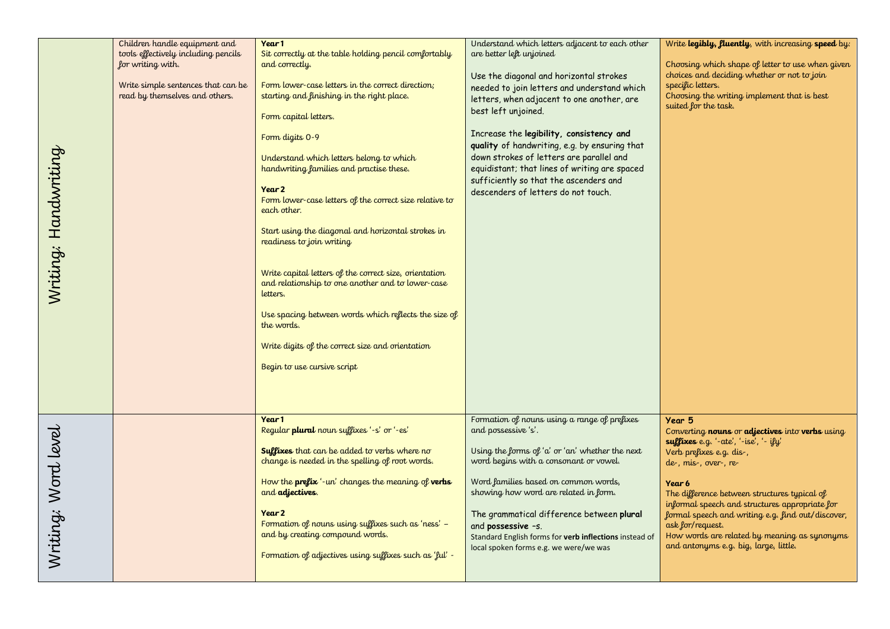| | | | | |
|---|---|---|---|---|
| Writing: Handwriting | Children handle equipment and tools effectively including pencils for writing with.<br><br>Write simple sentences that can be read by themselves and others. | **Year 1**<br>Sit correctly at the table holding pencil comfortably and correctly.<br><br>Form lower-case letters in the correct direction; starting and finishing in the right place.<br><br>Form capital letters.<br><br>Form digits 0-9<br><br>Understand which letters belong to which handwriting families and practise these.<br><br>**Year 2**<br>Form lower-case letters of the correct size relative to each other.<br><br>Start using the diagonal and horizontal strokes in readiness to join writing<br><br>Write capital letters of the correct size, orientation and relationship to one another and to lower-case letters.<br><br>Use spacing between words which reflects the size of the words.<br><br>Write digits of the correct size and orientation<br><br>Begin to use cursive script | Understand which letters adjacent to each other are better left unjoined<br><br>Use the diagonal and horizontal strokes needed to join letters and understand which letters, when adjacent to one another, are best left unjoined.<br><br>Increase the **legibility, consistency and quality** of handwriting, e.g. by ensuring that down strokes of letters are parallel and equidistant; that lines of writing are spaced sufficiently so that the ascenders and descenders of letters do not touch. | Write **legibly, fluently**, with increasing **speed** by:<br><br>Choosing which shape of letter to use when given choices and deciding whether or not to join specific letters.<br>Choosing the writing implement that is best suited for the task. |
| Writing: Word level | | **Year 1**<br>Regular **plural** noun suffixes '-s' or '-es'<br><br>**Suffixes** that can be added to verbs where no change is needed in the spelling of root words.<br><br>How the **prefix** '-un' changes the meaning of **verbs** and **adjectives**.<br><br>**Year 2**<br>Formation of nouns using suffixes such as 'ness' – and by creating compound words.<br><br>Formation of adjectives using suffixes such as 'ful' - | Formation of nouns using a range of prefixes and possessive 's'.<br><br>Using the forms of 'a' or 'an' whether the next word begins with a consonant or vowel.<br><br>Word families based on common words, showing how word are related in form.<br><br>The grammatical difference between **plural** and **possessive –s**.<br>Standard English forms for **verb inflections** instead of local spoken forms e.g. we were/we was | **Year 5**<br>Converting **nouns** or **adjectives** into **verbs** using **suffixes** e.g. '-ate', '-ise', '- ify'<br>Verb prefixes e.g. dis-, de-, mis-, over-, re-<br><br>**Year 6**<br>The difference between structures typical of informal speech and structures appropriate for formal speech and writing e.g. find out/discover, ask for/request.<br>How words are related by meaning as synonyms and antonyms e.g. big, large, little. |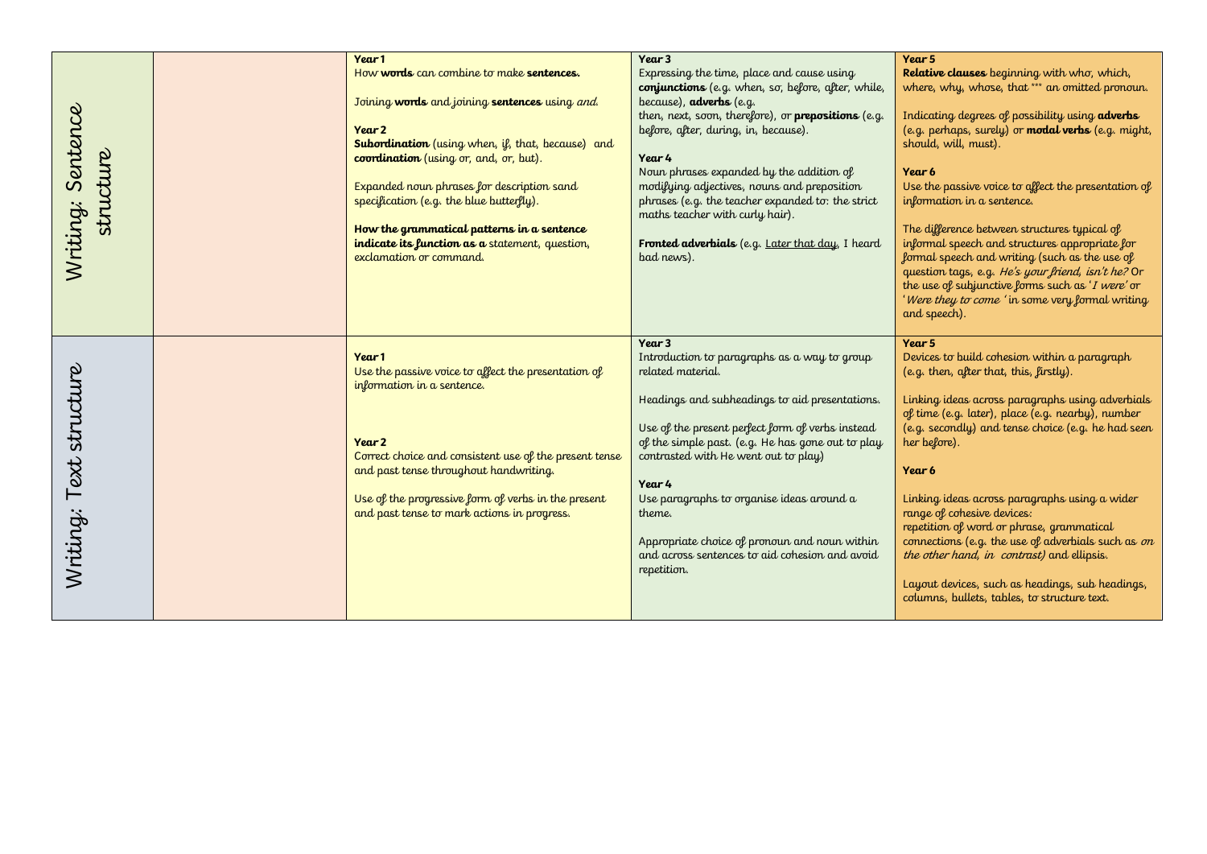| | | | | |
|---|---|---|---|---|
| Writing: Sentence structure | | **Year 1**<br>How **words** can combine to make **sentences.**<br><br>Joining **words** and joining **sentences** using *and.*<br><br>**Year 2**<br>**Subordination** (using when, if, that, because) and **coordination** (using or, and, or, but).<br><br>Expanded noun phrases for description sand specification (e.g. the blue butterfly).<br><br>**How the grammatical patterns in a sentence indicate its function as a** statement, question, exclamation or command. | **Year 3**<br>Expressing the time, place and cause using **conjunctions** (e.g. when, so, before, after, while, because), **adverbs** (e.g. then, next, soon, therefore), or **prepositions** (e.g. before, after, during, in, because).<br><br>**Year 4**<br>Noun phrases expanded by the addition of modifying adjectives, nouns and preposition phrases (e.g. the teacher expanded to: the strict maths teacher with curly hair).<br><br>**Fronted adverbials** (e.g. Later that day, I heard bad news). | **Year 5**<br>**Relative clauses** beginning with who, which, where, why, whose, that *** an omitted pronoun.<br><br>Indicating degrees of possibility using **adverbs** (e.g. perhaps, surely) or **modal verbs** (e.g. might, should, will, must).<br><br>**Year 6**<br>Use the passive voice to affect the presentation of information in a sentence.<br><br>The difference between structures typical of informal speech and structures appropriate for formal speech and writing (such as the use of question tags, e.g. *He's your friend, isn't he?* Or the use of subjunctive forms such as '*I were*' or '*Were they to come*' in some very formal writing and speech). |
| Writing: Text structure | | **Year 1**<br>Use the passive voice to affect the presentation of information in a sentence.<br><br>**Year 2**<br>Correct choice and consistent use of the present tense and past tense throughout handwriting.<br><br>Use of the progressive form of verbs in the present and past tense to mark actions in progress. | **Year 3**<br>Introduction to paragraphs as a way to group related material.<br><br>Headings and subheadings to aid presentations.<br><br>Use of the present perfect form of verbs instead of the simple past. (e.g. He has gone out to play contrasted with He went out to play)<br><br>**Year 4**<br>Use paragraphs to organise ideas around a theme.<br><br>Appropriate choice of pronoun and noun within and across sentences to aid cohesion and avoid repetition. | **Year 5**<br>Devices to build cohesion within a paragraph (e.g. then, after that, this, firstly).<br><br>Linking ideas across paragraphs using adverbials of time (e.g. later), place (e.g. nearby), number (e.g. secondly) and tense choice (e.g. he had seen her before).<br><br>**Year 6**<br><br>Linking ideas across paragraphs using a wider range of cohesive devices:<br>repetition of word or phrase, grammatical connections (e.g. the use of adverbials such as *on the other hand, in contrast)* and ellipsis.<br><br>Layout devices, such as headings, sub headings, columns, bullets, tables, to structure text. |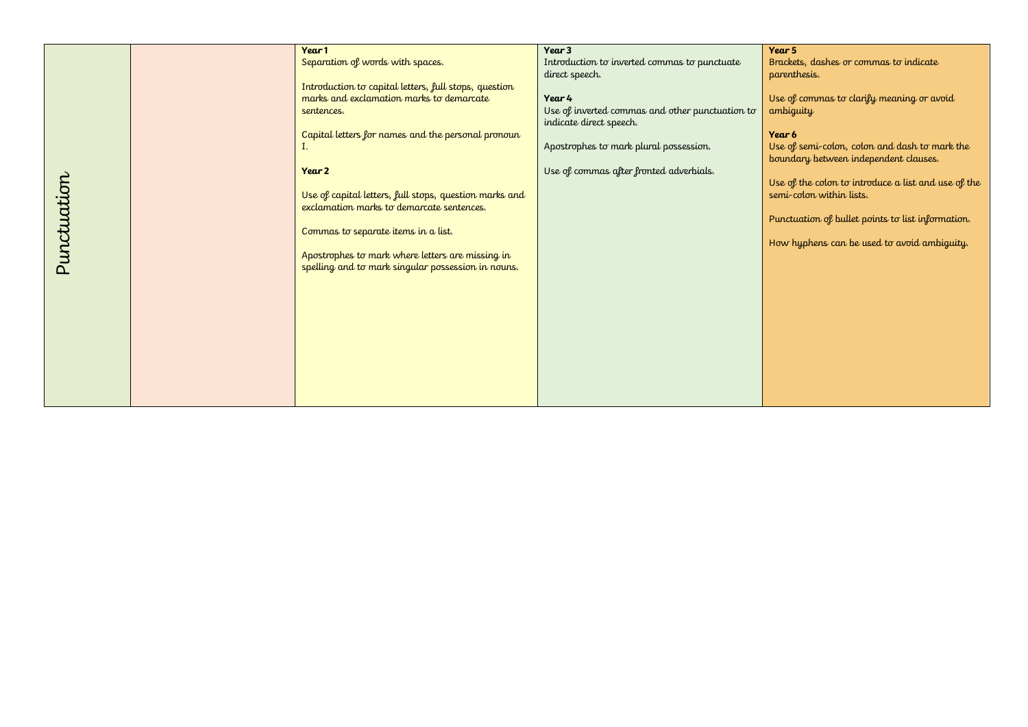| Punctuation | | Year 1<br>Separation of words with spaces.<br><br>Introduction to capital letters, full stops, question marks and exclamation marks to demarcate sentences.<br><br>Capital letters for names and the personal pronoun I.<br><br>**Year 2**<br><br>Use of capital letters, full stops, question marks and exclamation marks to demarcate sentences.<br><br>Commas to separate items in a list.<br><br>Apostrophes to mark where letters are missing in spelling and to mark singular possession in nouns. | **Year 3**<br>Introduction to inverted commas to punctuate direct speech.<br><br>**Year 4**<br>Use of inverted commas and other punctuation to indicate direct speech.<br><br>Apostrophes to mark plural possession.<br><br>Use of commas after fronted adverbials. | **Year 5**<br>Brackets, dashes or commas to indicate parenthesis.<br><br>Use of commas to clarify meaning or avoid ambiguity<br><br>**Year 6**<br>Use of semi-colon, colon and dash to mark the boundary between independent clauses.<br><br>Use of the colon to introduce a list and use of the semi-colon within lists.<br><br>Punctuation of bullet points to list information.<br><br>How hyphens can be used to avoid ambiguity. |
|---|---|---|---|---|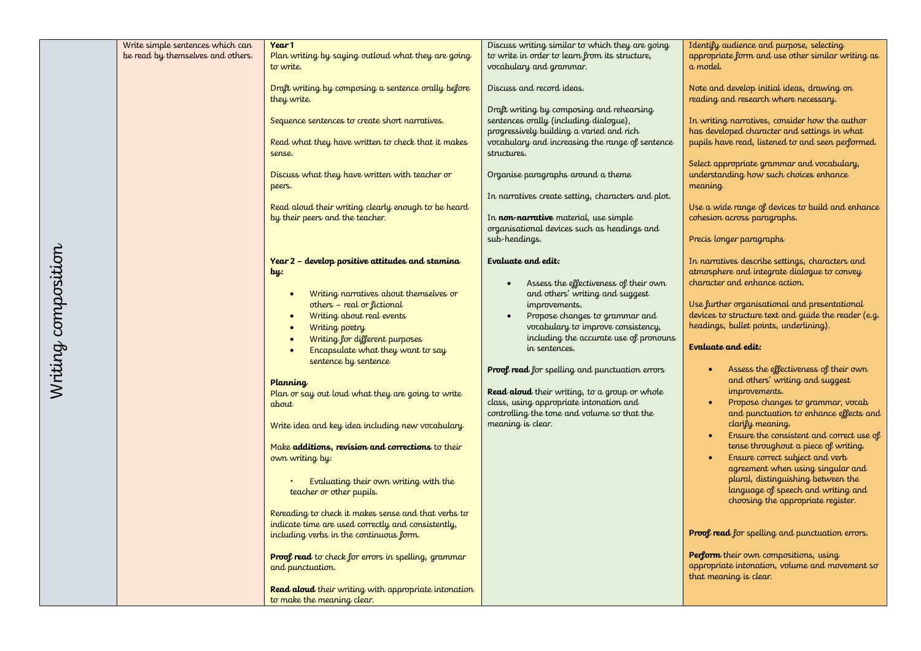| Writing composition | Write simple sentences which can be read by themselves and others. | **Year 1**<br>Plan writing by saying outloud what they are going to write.<br><br>Draft writing by composing a sentence orally before they write.<br><br>Sequence sentences to create short narratives.<br><br>Read what they have written to check that it makes sense.<br><br>Discuss what they have written with teacher or peers.<br><br>Read aloud their writing clearly enough to be heard by their peers and the teacher.<br><br>**Year 2 – develop positive attitudes and stamina by:**<br>• Writing narratives about themselves or others – real or fictional<br>• Writing about real events<br>• Writing poetry<br>• Writing for different purposes<br>• Encapsulate what they want to say sentence by sentence<br><br>**Planning**<br>Plan or say out loud what they are going to write about<br><br>Write idea and key idea including new vocabulary<br><br>Make **additions, revision and corrections** to their own writing by:<br>• Evaluating their own writing with the teacher or other pupils.<br><br>Rereading to check it makes sense and that verbs to indicate time are used correctly and consistently, including verbs in the continuous form.<br><br>**Proof read** to check for errors in spelling, grammar and punctuation.<br><br>**Read aloud** their writing with appropriate intonation to make the meaning clear. | Discuss writing similar to which they are going to write in order to learn from its structure, vocabulary and grammar.<br><br>Discuss and record ideas.<br><br>Draft writing by composing and rehearsing sentences orally (including dialogue), progressively building a varied and rich vocabulary and increasing the range of sentence structures.<br><br>Organise paragraphs around a theme<br><br>In narratives create setting, characters and plot.<br><br>In **non-narrative** material, use simple organisational devices such as headings and sub-headings.<br><br>**Evaluate and edit:**<br>• Assess the effectiveness of their own and others' writing and suggest improvements.<br>• Propose changes to grammar and vocabulary to improve consistency, including the accurate use of pronouns in sentences.<br><br>**Proof read** for spelling and punctuation errors<br><br>**Read aloud** their writing, to a group or whole class, using appropriate intonation and controlling the tone and volume so that the meaning is clear. | Identify audience and purpose, selecting appropriate form and use other similar writing as a model.<br><br>Note and develop initial ideas, drawing on reading and research where necessary.<br><br>In writing narratives, consider how the author has developed character and settings in what pupils have read, listened to and seen performed.<br><br>Select appropriate grammar and vocabulary, understanding how such choices enhance meaning<br><br>Use a wide range of devices to build and enhance cohesion across paragraphs.<br><br>Precis longer paragraphs<br><br>In narratives describe settings, characters and atmosphere and integrate dialogue to convey character and enhance action.<br><br>Use further organisational and presentational devices to structure text and guide the reader (e.g. headings, bullet points, underlining).<br><br>**Evaluate and edit:**<br>• Assess the effectiveness of their own and others' writing and suggest improvements.<br>• Propose changes to grammar, vocab and punctuation to enhance effects and clarify meaning.<br>• Ensure the consistent and correct use of tense throughout a piece of writing.<br>• Ensure correct subject and verb agreement when using singular and plural, distinguishing between the language of speech and writing and choosing the appropriate register.<br><br>**Proof read** for spelling and punctuation errors.<br><br>**Perform** their own compositions, using appropriate intonation, volume and movement so that meaning is clear. |
|---|---|---|---|---|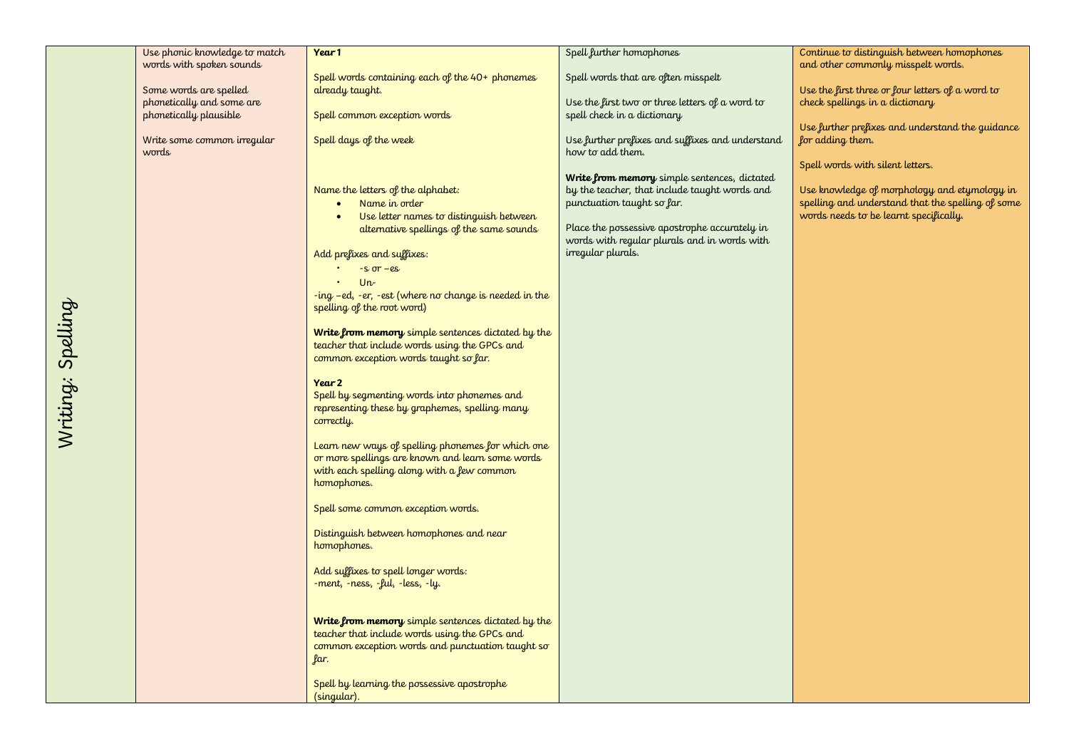| Writing: Spelling | | | | |
|---|---|---|---|---|
| Writing: Spelling | Use phonic knowledge to match words with spoken sounds<br><br>Some words are spelled phonetically and some are phonetically plausible<br><br>Write some common irregular words | **Year 1**<br><br>Spell words containing each of the 40+ phonemes already taught.<br><br>Spell common exception words<br><br>Spell days of the week<br><br>Name the letters of the alphabet:<br>• Name in order<br>• Use letter names to distinguish between alternative spellings of the same sounds<br><br>Add prefixes and suffixes:<br>• -s or –es<br>• Un-<br>-ing –ed, -er, -est (where no change is needed in the spelling of the root word)<br><br>**Write from memory** simple sentences dictated by the teacher that include words using the GPCs and common exception words taught so far.<br><br>**Year 2**<br>Spell by segmenting words into phonemes and representing these by graphemes, spelling many correctly.<br><br>Learn new ways of spelling phonemes for which one or more spellings are known and learn some words with each spelling along with a few common homophones.<br><br>Spell some common exception words.<br><br>Distinguish between homophones and near homophones.<br><br>Add suffixes to spell longer words:<br>-ment, -ness, -ful, -less, -ly.<br><br>**Write from memory** simple sentences dictated by the teacher that include words using the GPCs and common exception words and punctuation taught so far.<br><br>Spell by learning the possessive apostrophe (singular). | Spell further homophones<br><br>Spell words that are often misspelt<br><br>Use the first two or three letters of a word to spell check in a dictionary<br><br>Use further prefixes and suffixes and understand how to add them.<br><br>**Write from memory** simple sentences, dictated by the teacher, that include taught words and punctuation taught so far.<br><br>Place the possessive apostrophe accurately in words with regular plurals and in words with irregular plurals. | Continue to distinguish between homophones and other commonly misspelt words.<br><br>Use the first three or four letters of a word to check spellings in a dictionary<br><br>Use further prefixes and understand the guidance for adding them.<br><br>Spell words with silent letters.<br><br>Use knowledge of morphology and etymology in spelling and understand that the spelling of some words needs to be learnt specifically. |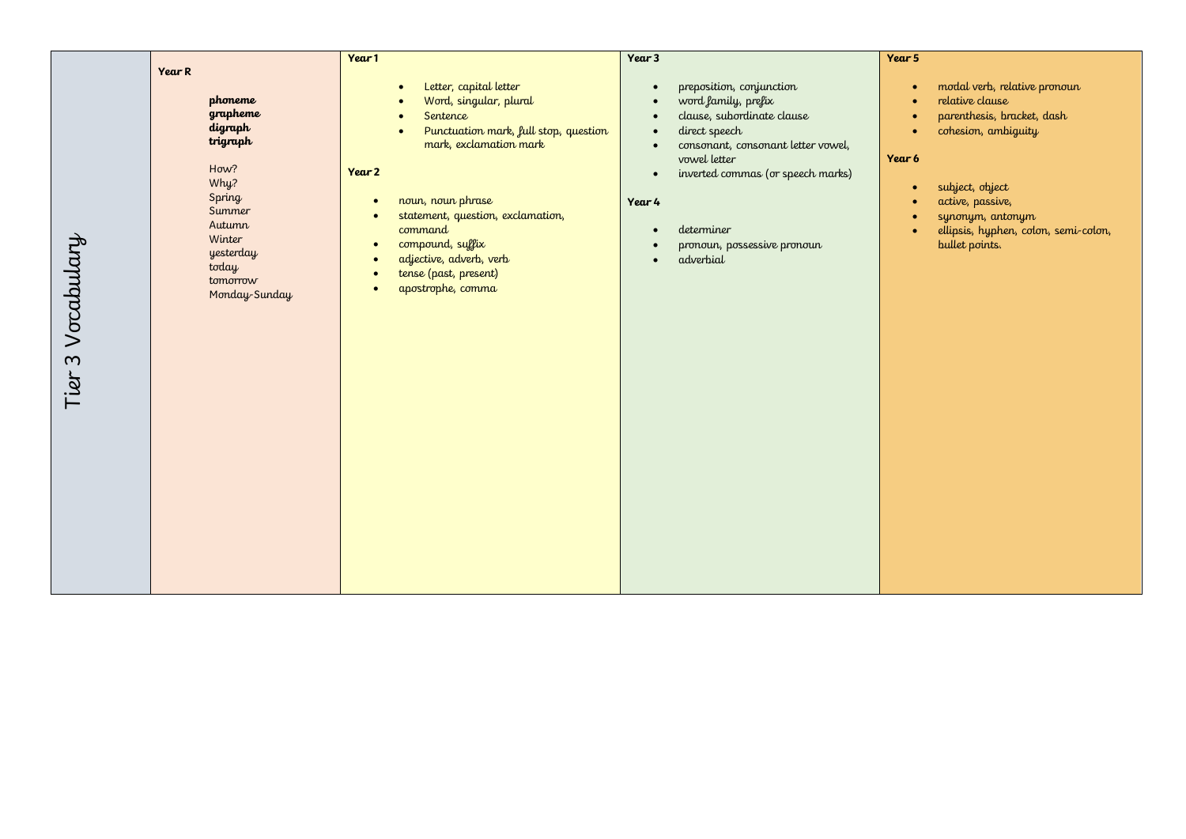| Tier 3 Vocabulary | Year R | Year 1 | Year 3 | Year 5 |
|---|---|---|---|---|
| | **phoneme**<br>**grapheme**<br>**digraph**<br>**trigraph**<br><br>How?<br>Why?<br>Spring<br>Summer<br>Autumn<br>Winter<br>yesterday<br>today<br>tomorrow<br>Monday-Sunday | • Letter, capital letter<br>• Word, singular, plural<br>• Sentence<br>• Punctuation mark, full stop, question mark, exclamation mark<br><br>**Year 2**<br><br>• noun, noun phrase<br>• statement, question, exclamation, command<br>• compound, suffix<br>• adjective, adverb, verb<br>• tense (past, present)<br>• apostrophe, comma | • preposition, conjunction<br>• word family, prefix<br>• clause, subordinate clause<br>• direct speech<br>• consonant, consonant letter vowel, vowel letter<br>• inverted commas (or speech marks)<br><br>**Year 4**<br><br>• determiner<br>• pronoun, possessive pronoun<br>• adverbial | • modal verb, relative pronoun<br>• relative clause<br>• parenthesis, bracket, dash<br>• cohesion, ambiguity<br><br>**Year 6**<br><br>• subject, object<br>• active, passive,<br>• synonym, antonym<br>• ellipsis, hyphen, colon, semi-colon, bullet points. |